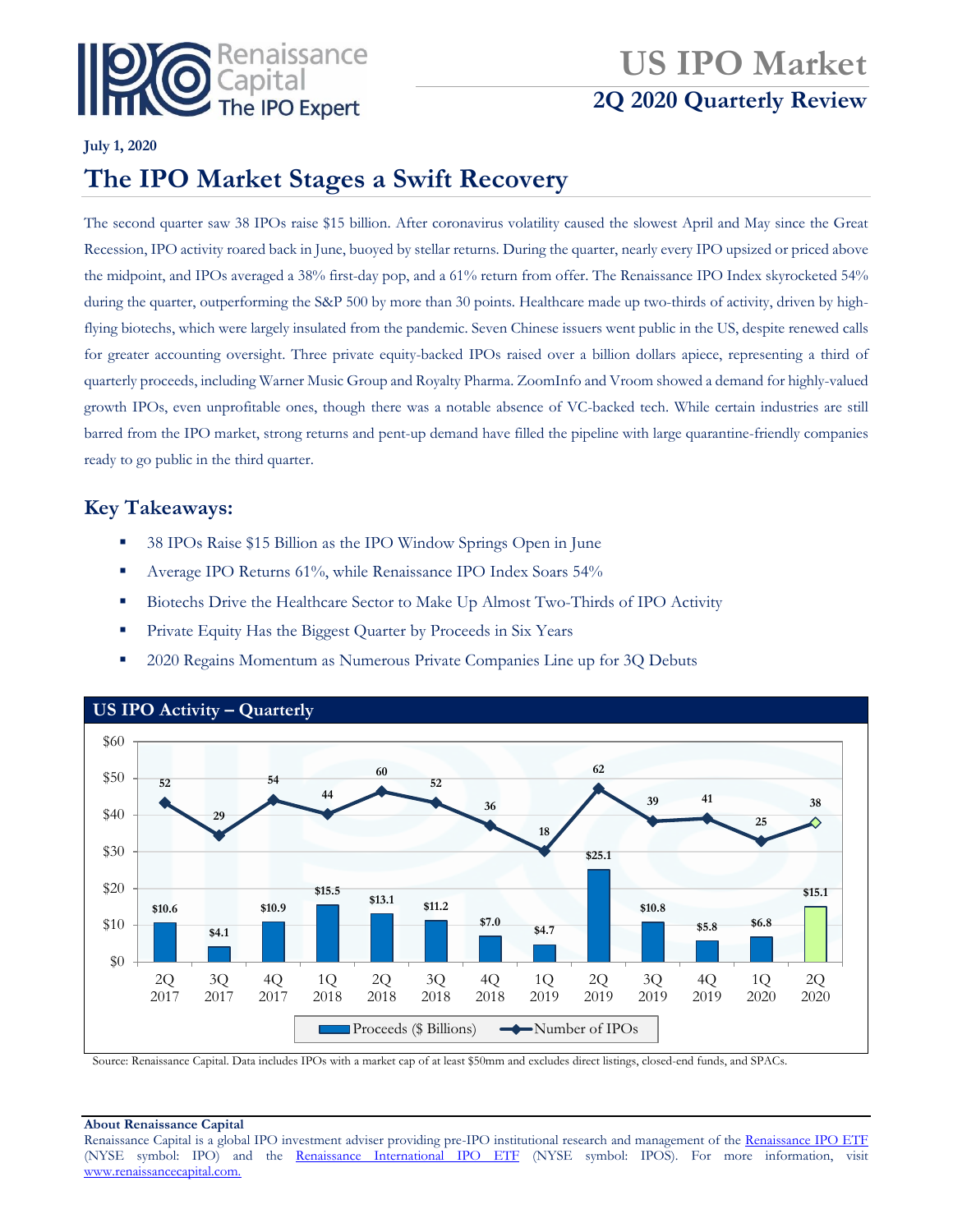Renaissance Capital The IPO Expert

# US IPO Market

## 2Q 2020 Quarterly Review

**July 1, 2020**

# The IPO Market Stages a Swift Recovery

The second quarter saw 38 IPOs raise $15 billion. After coronavirus volatility caused the slowest April and May since the Great Recession, IPO activity roared back in June, buoyed by stellar returns. During the quarter, nearly every IPO upsized or priced above the midpoint, and IPOs averaged a 38% first-day pop, and a 61% return from offer. The Renaissance IPO Index skyrocketed 54% during the quarter, outperforming the S&P 500 by more than 30 points. Healthcare made up two-thirds of activity, driven by high-flying biotechs, which were largely insulated from the pandemic. Seven Chinese issuers went public in the US, despite renewed calls for greater accounting oversight. Three private equity-backed IPOs raised over a billion dollars apiece, representing a third of quarterly proceeds, including Warner Music Group and Royalty Pharma. ZoomInfo and Vroom showed a demand for highly-valued growth IPOs, even unprofitable ones, though there was a notable absence of VC-backed tech. While certain industries are still barred from the IPO market, strong returns and pent-up demand have filled the pipeline with large quarantine-friendly companies ready to go public in the third quarter.

## Key Takeaways:

- 38 IPOs Raise $15 Billion as the IPO Window Springs Open in June
- Average IPO Returns 61%, while Renaissance IPO Index Soars 54%
- Biotechs Drive the Healthcare Sector to Make Up Almost Two-Thirds of IPO Activity
- Private Equity Has the Biggest Quarter by Proceeds in Six Years
- 2020 Regains Momentum as Numerous Private Companies Line up for 3Q Debuts

### US IPO Activity – Quarterly

| Quarter | Proceeds ($ Billions) | Number of IPOs |
|---|---|---|
| 2Q 2017 | $10.6 | 52 |
| 3Q 2017 | $4.1 | 29 |
| 4Q 2017 | $10.9 | 54 |
| 1Q 2018 | $15.5 | 44 |
| 2Q 2018 | $13.1 | 60 |
| 3Q 2018 | $11.2 | 52 |
| 4Q 2018 | $7.0 | 36 |
| 1Q 2019 | $4.7 | 18 |
| 2Q 2019 | $25.1 | 62 |
| 3Q 2019 | $10.8 | 39 |
| 4Q 2019 | $5.8 | 41 |
| 1Q 2020 | $6.8 | 25 |
| 2Q 2020 | $15.1 | 38 |

Source: Renaissance Capital. Data includes IPOs with a market cap of at least $50mm and excludes direct listings, closed-end funds, and SPACs.

**About Renaissance Capital**
Renaissance Capital is a global IPO investment adviser providing pre-IPO institutional research and management of the Renaissance IPO ETF (NYSE symbol: IPO) and the Renaissance International IPO ETF (NYSE symbol: IPOS). For more information, visit www.renaissancecapital.com.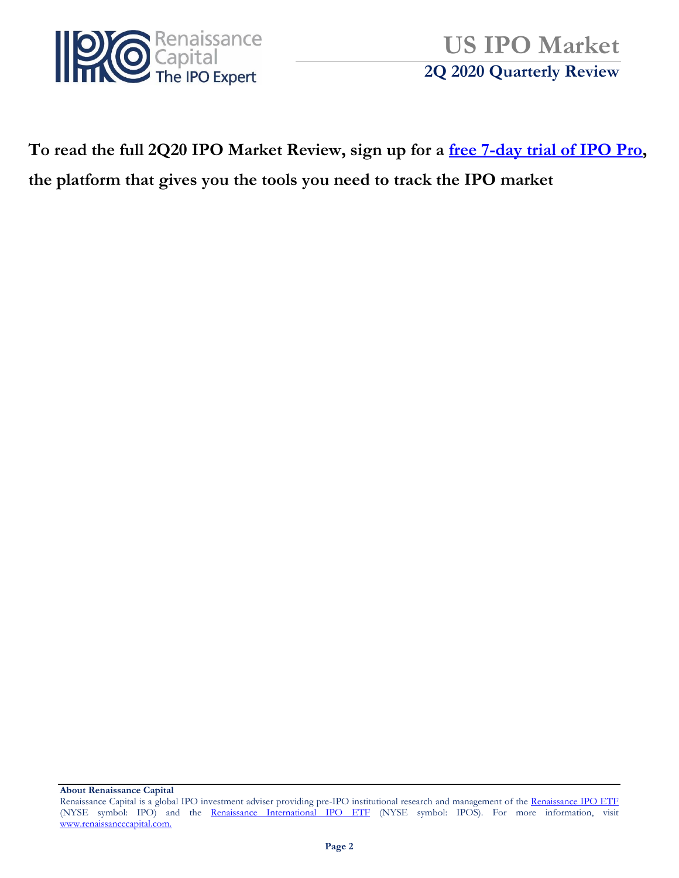**To read the full 2Q20 IPO Market Review, sign up for a [free 7-day trial of IPO Pro](), the platform that gives you the tools you need to track the IPO market**

**About Renaissance Capital**

Renaissance Capital is a global IPO investment adviser providing pre-IPO institutional research and management of the Renaissance IPO ETF (NYSE symbol: IPO) and the Renaissance International IPO ETF (NYSE symbol: IPOS). For more information, visit www.renaissancecapital.com.